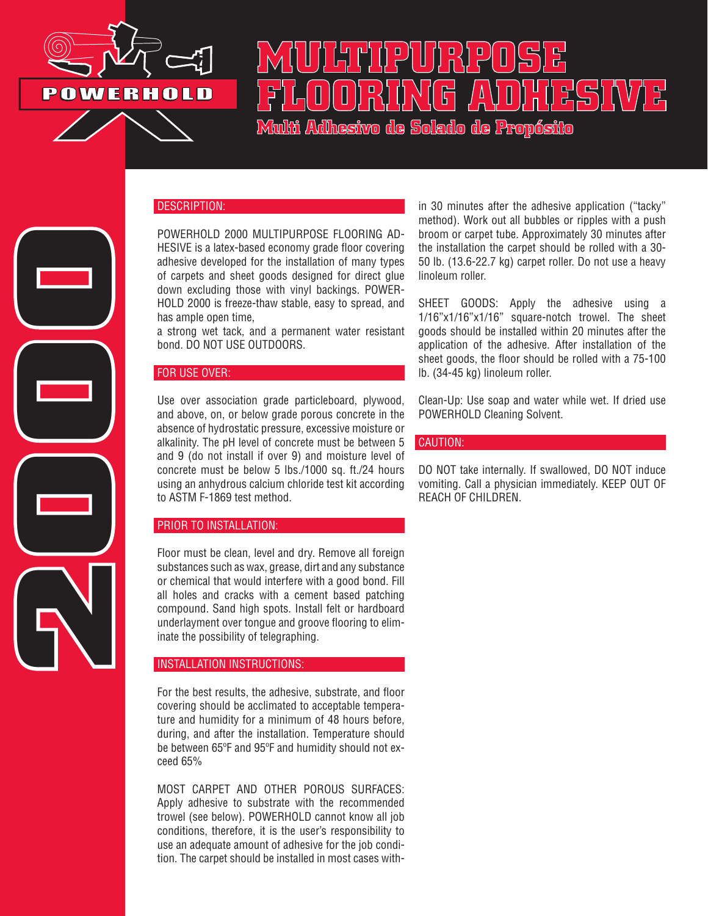POWERHOLD

# MULTIPURPOSE FLOORING ADHESIVE

## Multi Adhesivo de Solado de Propósito

2000

### DESCRIPTION:

POWERHOLD 2000 MULTIPURPOSE FLOORING ADHESIVE is a latex-based economy grade floor covering adhesive developed for the installation of many types of carpets and sheet goods designed for direct glue down excluding those with vinyl backings. POWERHOLD 2000 is freeze-thaw stable, easy to spread, and has ample open time,
a strong wet tack, and a permanent water resistant bond. DO NOT USE OUTDOORS.

### FOR USE OVER:

Use over association grade particleboard, plywood, and above, on, or below grade porous concrete in the absence of hydrostatic pressure, excessive moisture or alkalinity. The pH level of concrete must be between 5 and 9 (do not install if over 9) and moisture level of concrete must be below 5 lbs./1000 sq. ft./24 hours using an anhydrous calcium chloride test kit according to ASTM F-1869 test method.

### PRIOR TO INSTALLATION:

Floor must be clean, level and dry. Remove all foreign substances such as wax, grease, dirt and any substance or chemical that would interfere with a good bond. Fill all holes and cracks with a cement based patching compound. Sand high spots. Install felt or hardboard underlayment over tongue and groove flooring to eliminate the possibility of telegraphing.

### INSTALLATION INSTRUCTIONS:

For the best results, the adhesive, substrate, and floor covering should be acclimated to acceptable temperature and humidity for a minimum of 48 hours before, during, and after the installation. Temperature should be between 65ºF and 95ºF and humidity should not exceed 65%

MOST CARPET AND OTHER POROUS SURFACES: Apply adhesive to substrate with the recommended trowel (see below). POWERHOLD cannot know all job conditions, therefore, it is the user's responsibility to use an adequate amount of adhesive for the job condition. The carpet should be installed in most cases within 30 minutes after the adhesive application ("tacky" method). Work out all bubbles or ripples with a push broom or carpet tube. Approximately 30 minutes after the installation the carpet should be rolled with a 30-50 lb. (13.6-22.7 kg) carpet roller. Do not use a heavy linoleum roller.

SHEET GOODS: Apply the adhesive using a 1/16"x1/16"x1/16" square-notch trowel. The sheet goods should be installed within 20 minutes after the application of the adhesive. After installation of the sheet goods, the floor should be rolled with a 75-100 lb. (34-45 kg) linoleum roller.

Clean-Up: Use soap and water while wet. If dried use POWERHOLD Cleaning Solvent.

### CAUTION:

DO NOT take internally. If swallowed, DO NOT induce vomiting. Call a physician immediately. KEEP OUT OF REACH OF CHILDREN.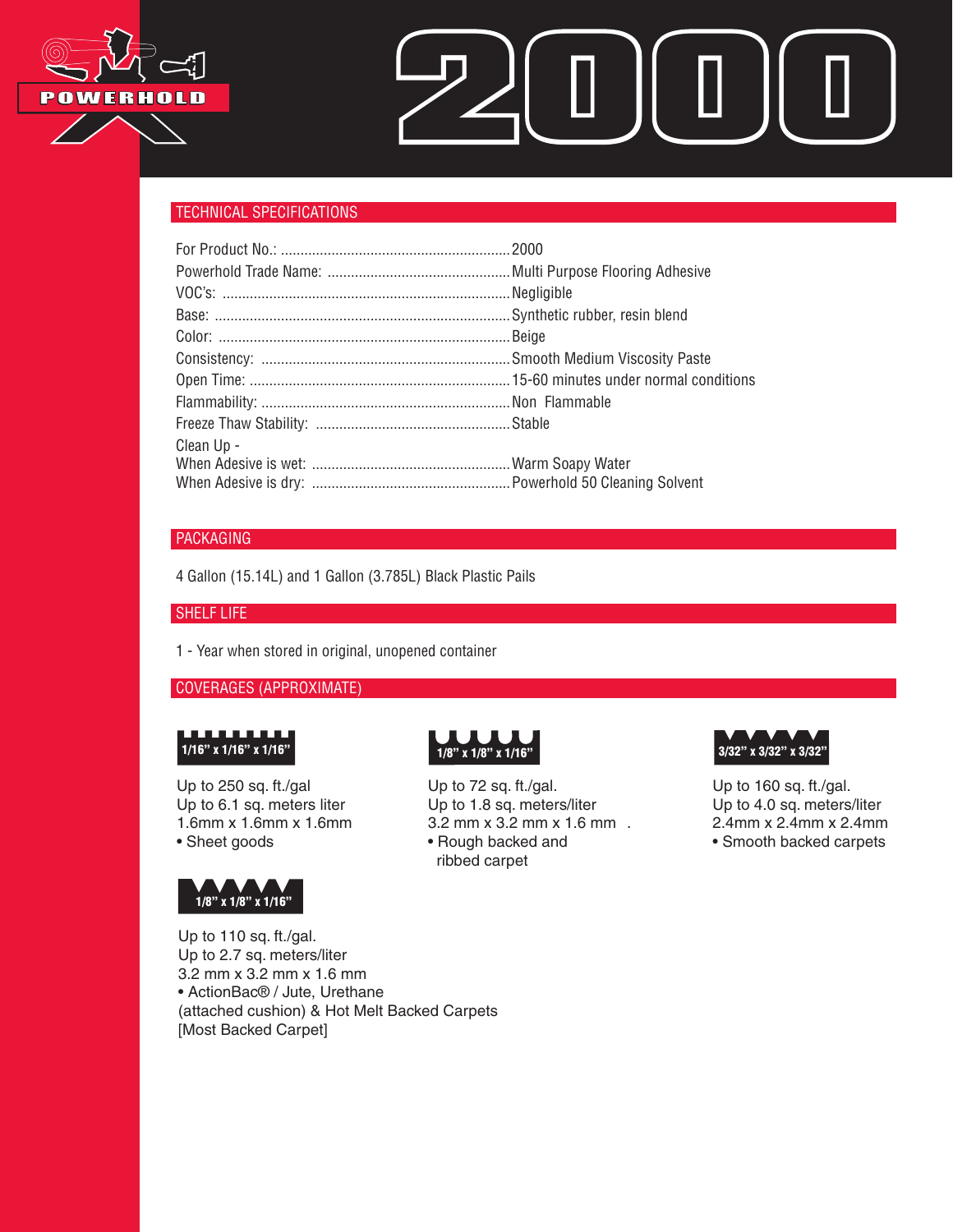POWERHOLD

# 2000

## TECHNICAL SPECIFICATIONS

For Product No.: .......... 2000
Powerhold Trade Name: .......... Multi Purpose Flooring Adhesive
VOC's: .......... Negligible
Base: .......... Synthetic rubber, resin blend
Color: .......... Beige
Consistency: .......... Smooth Medium Viscosity Paste
Open Time: .......... 15-60 minutes under normal conditions
Flammability: .......... Non Flammable
Freeze Thaw Stability: .......... Stable
Clean Up -
When Adesive is wet: .......... Warm Soapy Water
When Adesive is dry: .......... Powerhold 50 Cleaning Solvent

## PACKAGING

4 Gallon (15.14L) and 1 Gallon (3.785L) Black Plastic Pails

## SHELF LIFE

1 - Year when stored in original, unopened container

## COVERAGES (APPROXIMATE)

**1/16" x 1/16" x 1/16"**

Up to 250 sq. ft./gal
Up to 6.1 sq. meters liter
1.6mm x 1.6mm x 1.6mm
• Sheet goods

**1/8" x 1/8" x 1/16"**

Up to 72 sq. ft./gal.
Up to 1.8 sq. meters/liter
3.2 mm x 3.2 mm x 1.6 mm .
• Rough backed and ribbed carpet

**3/32" x 3/32" x 3/32"**

Up to 160 sq. ft./gal.
Up to 4.0 sq. meters/liter
2.4mm x 2.4mm x 2.4mm
• Smooth backed carpets

**1/8" x 1/8" x 1/16"**

Up to 110 sq. ft./gal.
Up to 2.7 sq. meters/liter
3.2 mm x 3.2 mm x 1.6 mm
• ActionBac® / Jute, Urethane
(attached cushion) & Hot Melt Backed Carpets
[Most Backed Carpet]